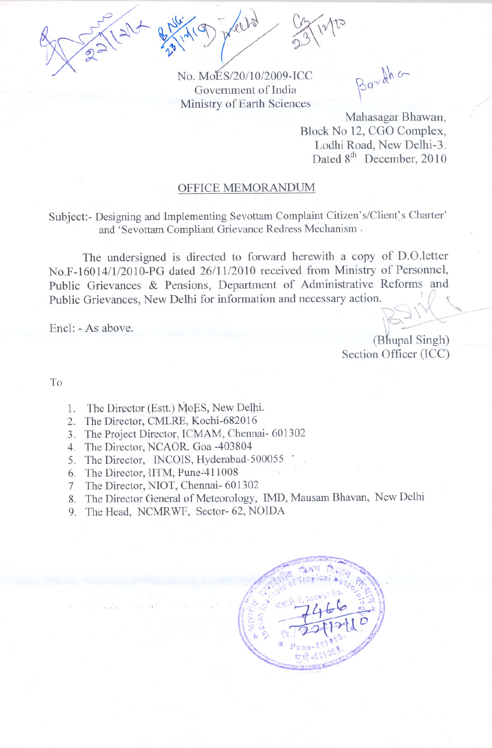No. MoES/20/10/2009-ICC
Government of India
Ministry of Earth Sciences

Mahasagar Bhawan,
Block No 12, CGO Complex,
Lodhi Road, New Delhi-3.
Dated 8th December, 2010

## OFFICE MEMORANDUM

Subject:- Designing and Implementing Sevottam Complaint Citizen's/Client's Charter' and 'Sevottam Compliant Grievance Redress Mechanism .

The undersigned is directed to forward herewith a copy of D.O.letter No.F-16014/1/2010-PG dated 26/11/2010 received from Ministry of Personnel, Public Grievances & Pensions, Department of Administrative Reforms and Public Grievances, New Delhi for information and necessary action.

Encl: - As above.

(Bhupal Singh)
Section Officer (ICC)

To

1. The Director (Estt.) MoES, New Delhi.
2. The Director, CMLRE, Kochi-682016
3. The Project Director, ICMAM, Chennai- 601302
4. The Director, NCAOR. Goa -403804
5. The Director, INCOIS, Hyderabad-500055
6. The Director, IITM, Pune-411008
7. The Director, NIOT, Chennai- 601302
8. The Director General of Meteorology, IMD, Mausam Bhavan, New Delhi
9. The Head, NCMRWF, Sector- 62, NOIDA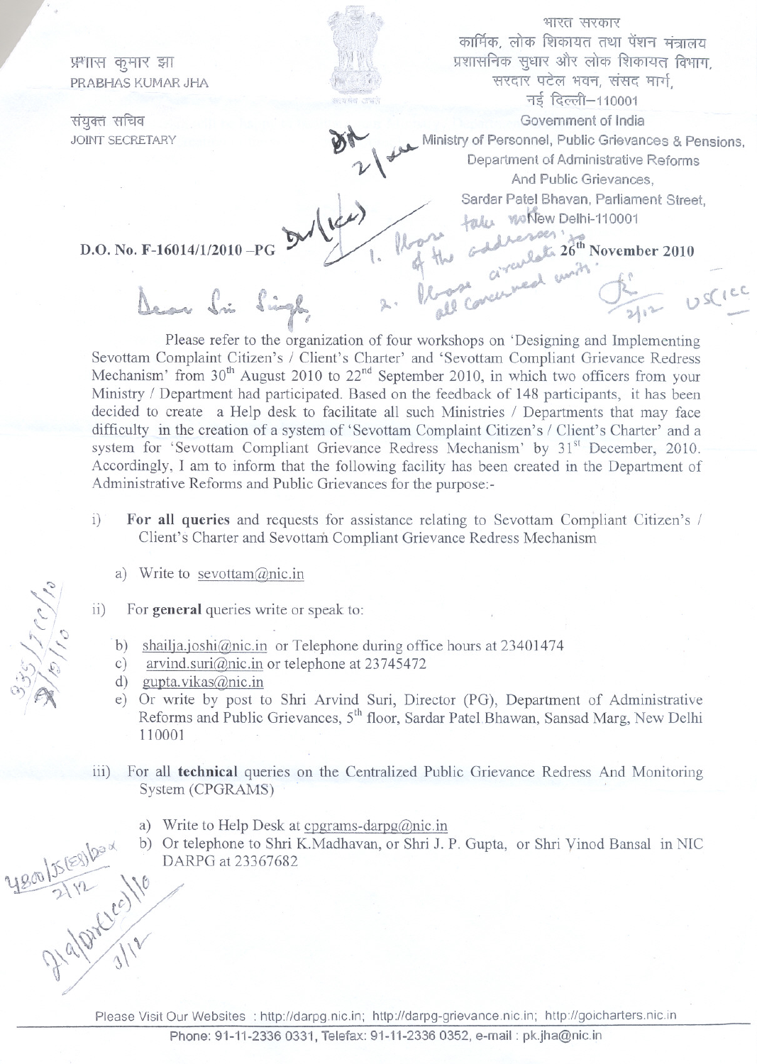प्रभास कुमार झा
PRABHAS KUMAR JHA

संयुक्त सचिव
JOINT SECRETARY

भारत सरकार
कार्मिक, लोक शिकायत तथा पेंशन मंत्रालय
प्रशासनिक सुधार और लोक शिकायत विभाग,
सरदार पटेल भवन, संसद मार्ग,
नई दिल्ली–110001

Government of India
Ministry of Personnel, Public Grievances & Pensions,
Department of Administrative Reforms
And Public Grievances,
Sardar Patel Bhavan, Parliament Street,
New Delhi-110001

**D.O. No. F-16014/1/2010 –PG** **26th November 2010**

Dear Sri Singh,

Please refer to the organization of four workshops on 'Designing and Implementing Sevottam Complaint Citizen's / Client's Charter' and 'Sevottam Compliant Grievance Redress Mechanism' from 30th August 2010 to 22nd September 2010, in which two officers from your Ministry / Department had participated. Based on the feedback of 148 participants, it has been decided to create a Help desk to facilitate all such Ministries / Departments that may face difficulty in the creation of a system of 'Sevottam Complaint Citizen's / Client's Charter' and a system for 'Sevottam Compliant Grievance Redress Mechanism' by 31st December, 2010. Accordingly, I am to inform that the following facility has been created in the Department of Administrative Reforms and Public Grievances for the purpose:-

i) **For all queries** and requests for assistance relating to Sevottam Compliant Citizen's / Client's Charter and Sevottam Compliant Grievance Redress Mechanism

   a) Write to sevottam@nic.in

ii) For **general** queries write or speak to:

   b) shailja.joshi@nic.in or Telephone during office hours at 23401474
   c) arvind.suri@nic.in or telephone at 23745472
   d) gupta.vikas@nic.in
   e) Or write by post to Shri Arvind Suri, Director (PG), Department of Administrative Reforms and Public Grievances, 5th floor, Sardar Patel Bhavan, Sansad Marg, New Delhi 110001

iii) For all **technical** queries on the Centralized Public Grievance Redress And Monitoring System (CPGRAMS)

   a) Write to Help Desk at cpgrams-darpg@nic.in
   b) Or telephone to Shri K.Madhavan, or Shri J. P. Gupta, or Shri Vinod Bansal in NIC DARPG at 23367682

Please Visit Our Websites : http://darpg.nic.in; http://darpg-grievance.nic.in; http://goicharters.nic.in

Phone: 91-11-2336 0331, Telefax: 91-11-2336 0352, e-mail : pk.jha@nic.in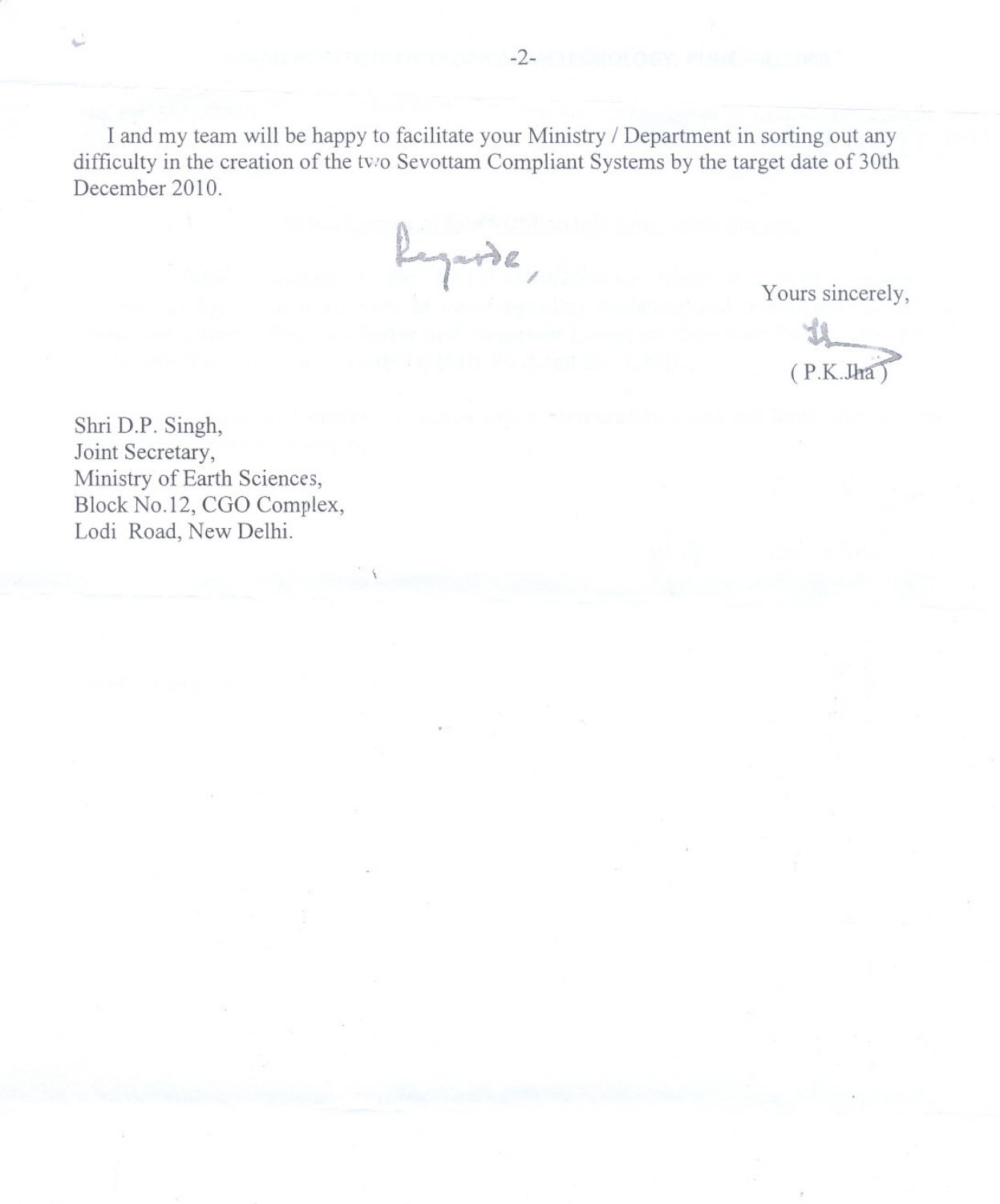I and my team will be happy to facilitate your Ministry / Department in sorting out any difficulty in the creation of the two Sevottam Compliant Systems by the target date of 30th December 2010.

Regards,

Yours sincerely,

( P.K.Jha )

Shri D.P. Singh,
Joint Secretary,
Ministry of Earth Sciences,
Block No.12, CGO Complex,
Lodi Road, New Delhi.